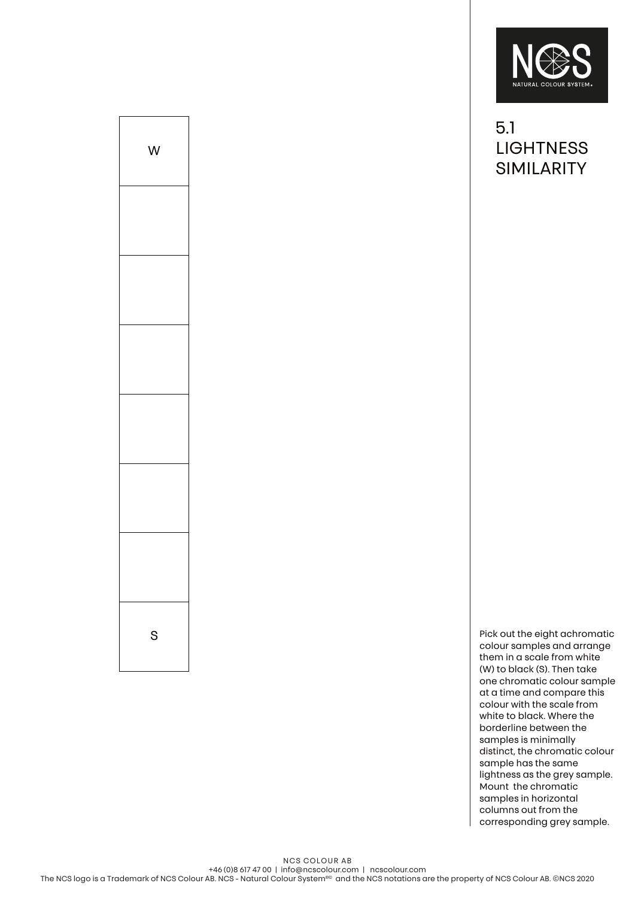# 5.1 LIGHTNESS SIMILARITY

| |
|---|
| W |
| |
| |
| |
| |
| |
| |
| S |

Pick out the eight achromatic colour samples and arrange them in a scale from white (W) to black (S). Then take one chromatic colour sample at a time and compare this colour with the scale from white to black. Where the borderline between the samples is minimally distinct, the chromatic colour sample has the same lightness as the grey sample. Mount the chromatic samples in horizontal columns out from the corresponding grey sample.

NCS COLOUR AB
+46 (0)8 617 47 00 | info@ncscolour.com | ncscolour.com
The NCS logo is a Trademark of NCS Colour AB. NCS - Natural Colour System®© and the NCS notations are the property of NCS Colour AB. ©NCS 2020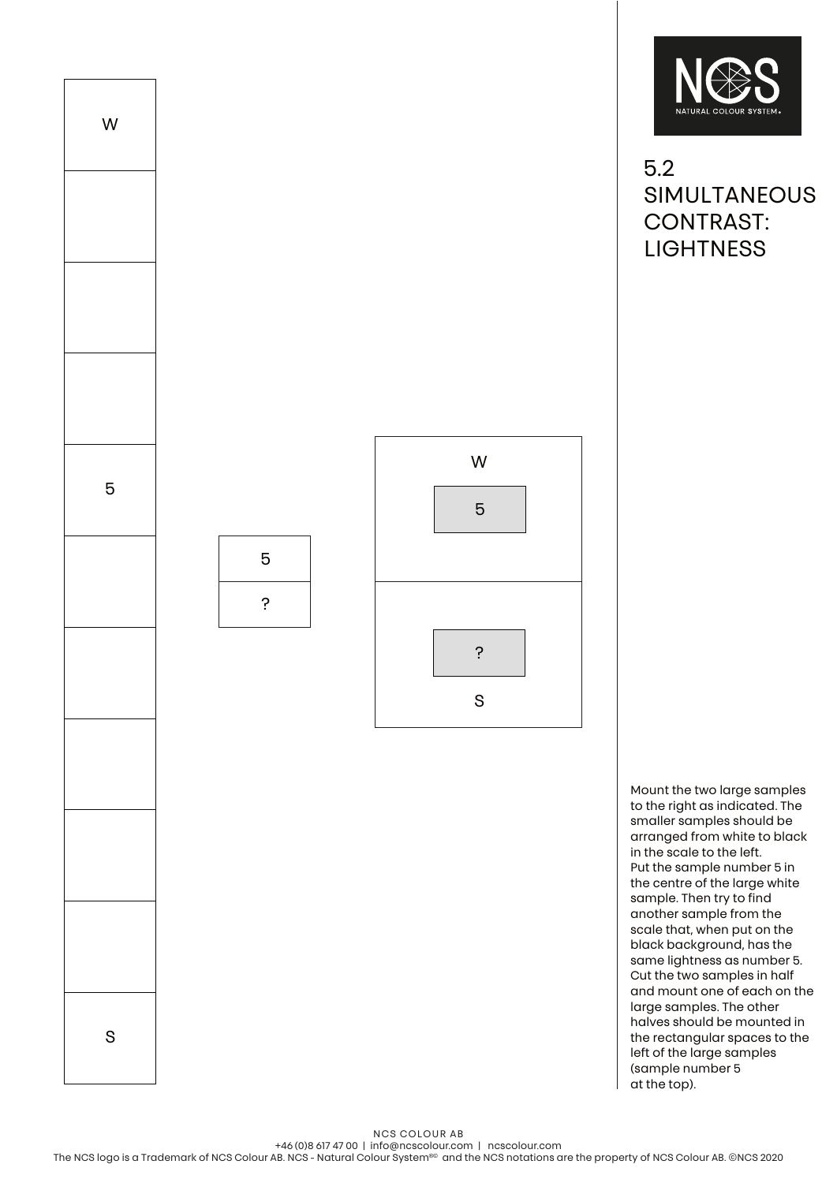# 5.2 SIMULTANEOUS CONTRAST: LIGHTNESS

W

5

S

5

?

W

5

?

S

Mount the two large samples to the right as indicated. The smaller samples should be arranged from white to black in the scale to the left. Put the sample number 5 in the centre of the large white sample. Then try to find another sample from the scale that, when put on the black background, has the same lightness as number 5. Cut the two samples in half and mount one of each on the large samples. The other halves should be mounted in the rectangular spaces to the left of the large samples (sample number 5 at the top).

NCS COLOUR AB
+46 (0)8 617 47 00 | info@ncscolour.com | ncscolour.com
The NCS logo is a Trademark of NCS Colour AB. NCS - Natural Colour System®© and the NCS notations are the property of NCS Colour AB. ©NCS 2020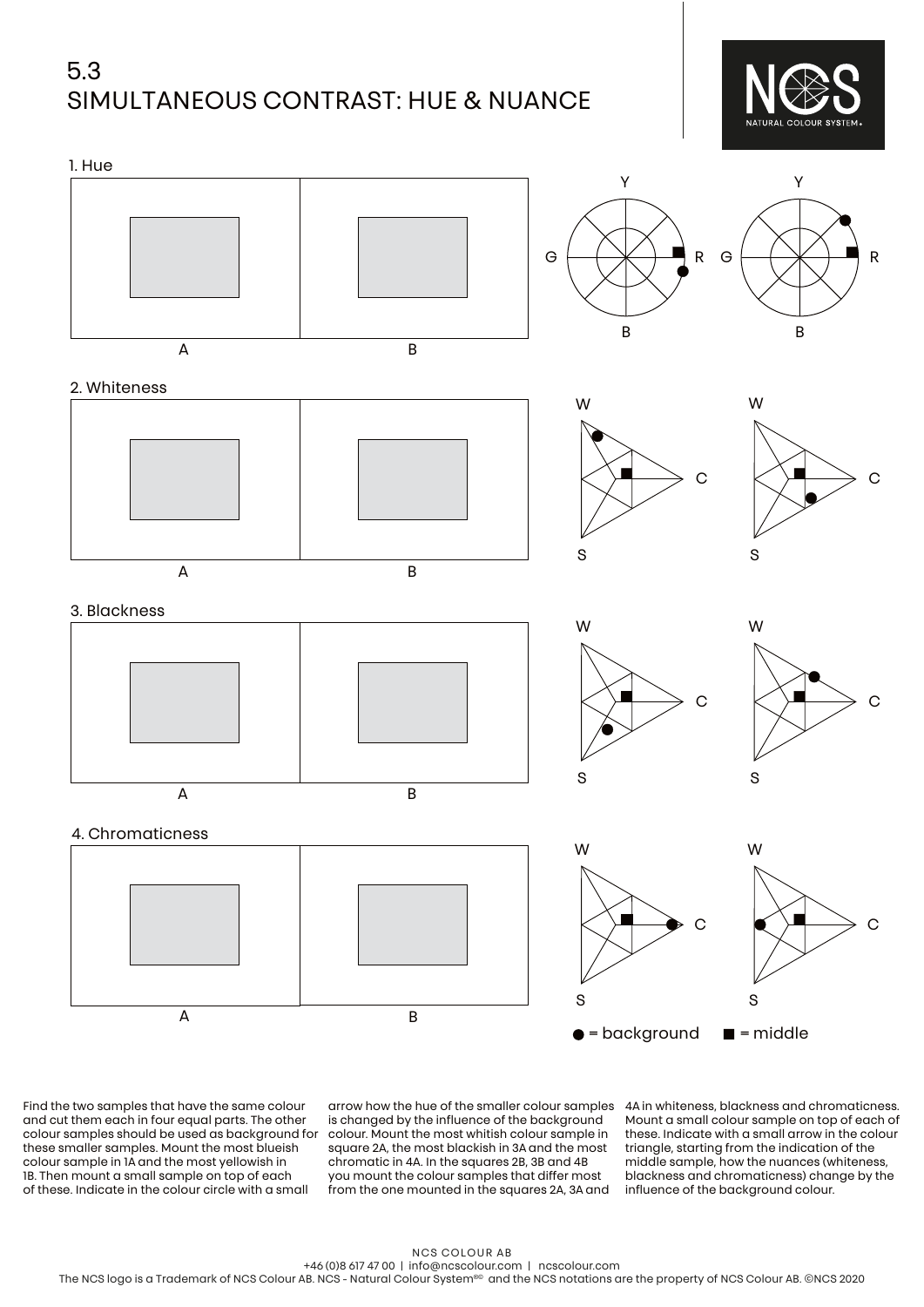# 5.3 SIMULTANEOUS CONTRAST: HUE & NUANCE

## 1. Hue

A

B

Y

G

R

B

Y

G

R

B

## 2. Whiteness

A

B

W

C

S

W

C

S

## 3. Blackness

A

B

W

C

S

W

C

S

## 4. Chromaticness

A

B

W

C

S

W

C

S

● = background ■ = middle

Find the two samples that have the same colour and cut them each in four equal parts. The other colour samples should be used as background for these smaller samples. Mount the most blueish colour sample in 1A and the most yellowish in 1B. Then mount a small sample on top of each of these. Indicate in the colour circle with a small arrow how the hue of the smaller colour samples is changed by the influence of the background colour. Mount the most whitish colour sample in square 2A, the most blackish in 3A and the most chromatic in 4A. In the squares 2B, 3B and 4B you mount the colour samples that differ most from the one mounted in the squares 2A, 3A and 4A in whiteness, blackness and chromaticness. Mount a small colour sample on top of each of these. Indicate with a small arrow in the colour triangle, starting from the indication of the middle sample, how the nuances (whiteness, blackness and chromaticness) change by the influence of the background colour.

NCS COLOUR AB
+46 (0)8 617 47 00 | info@ncscolour.com | ncscolour.com
The NCS logo is a Trademark of NCS Colour AB. NCS - Natural Colour System®© and the NCS notations are the property of NCS Colour AB. ©NCS 2020